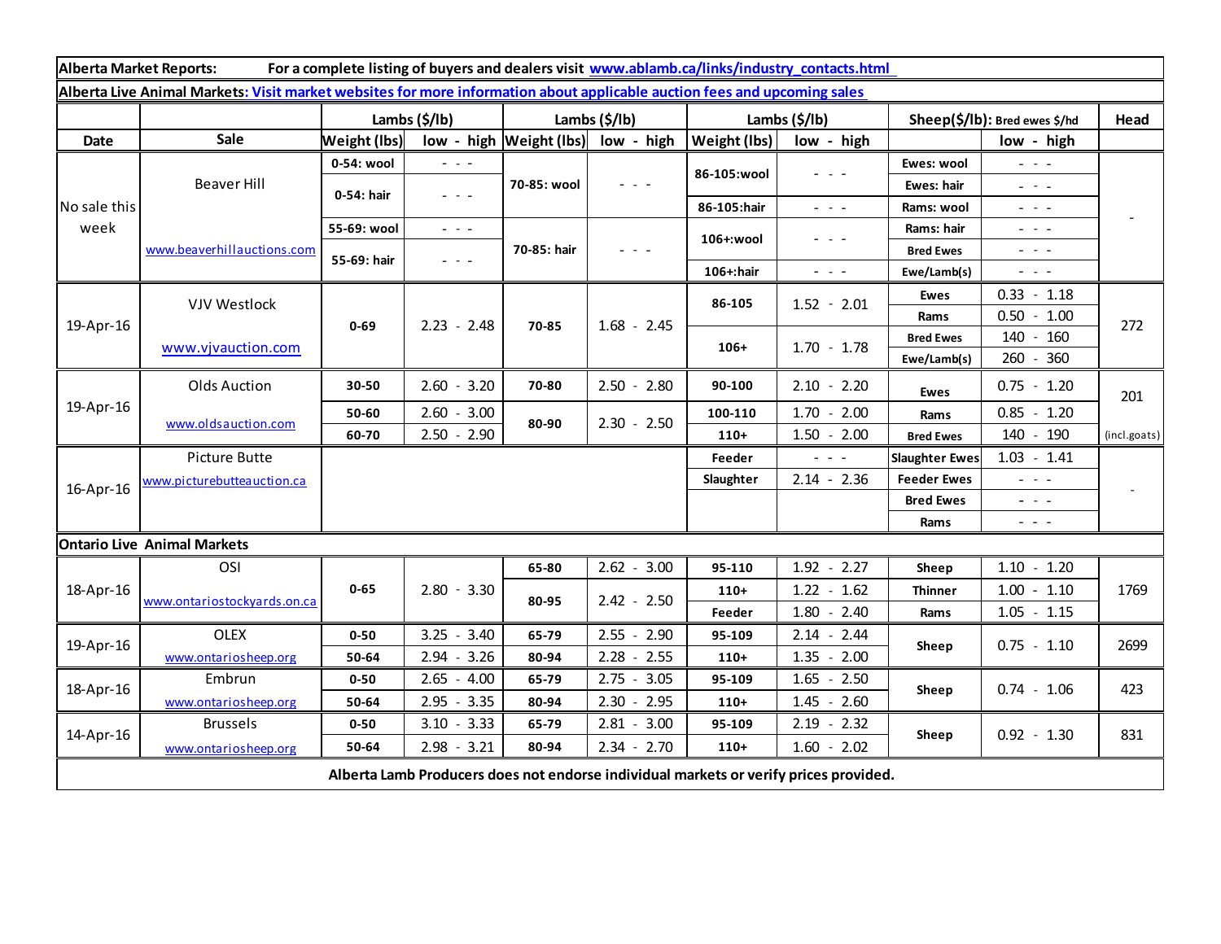**Alberta Market Reports:** For a complete listing of buyers and dealers visit www.ablamb.ca/links/industry_contacts.html

**Alberta Live Animal Markets:** Visit market websites for more information about applicable auction fees and upcoming sales

| Date | Sale | Lambs ($/lb) | | Lambs ($/lb) | | Lambs ($/lb) | | Sheep($/lb): Bred ewes $/hd | | Head |
|---|---|---|---|---|---|---|---|---|---|---|
| | | Weight (lbs) | low - high | Weight (lbs) | low - high | Weight (lbs) | low - high | | low - high | |
| No sale this week | Beaver Hill www.beaverhillauctions.com | 0-54: wool | - - - | 70-85: wool | - - - | 86-105:wool | - - - | Ewes: wool | - - - | - |
| | | 0-54: hair | - - - | | | | | Ewes: hair | - - - | |
| | | | | | | 86-105:hair | - - - | Rams: wool | - - - | |
| | | 55-69: wool | - - - | 70-85: hair | - - - | 106+:wool | - - - | Rams: hair | - - - | |
| | | 55-69: hair | - - - | | | | | Bred Ewes | - - - | |
| | | | | | | 106+:hair | - - - | Ewe/Lamb(s) | - - - | |
| 19-Apr-16 | VJV Westlock www.vjvauction.com | 0-69 | 2.23 - 2.48 | 70-85 | 1.68 - 2.45 | 86-105 | 1.52 - 2.01 | Ewes | 0.33 - 1.18 | 272 |
| | | | | | | | | Rams | 0.50 - 1.00 | |
| | | | | | | 106+ | 1.70 - 1.78 | Bred Ewes | 140 - 160 | |
| | | | | | | | | Ewe/Lamb(s) | 260 - 360 | |
| 19-Apr-16 | Olds Auction www.oldsauction.com | 30-50 | 2.60 - 3.20 | 70-80 | 2.50 - 2.80 | 90-100 | 2.10 - 2.20 | Ewes | 0.75 - 1.20 | 201 (incl.goats) |
| | | 50-60 | 2.60 - 3.00 | 80-90 | 2.30 - 2.50 | 100-110 | 1.70 - 2.00 | Rams | 0.85 - 1.20 | |
| | | 60-70 | 2.50 - 2.90 | | | 110+ | 1.50 - 2.00 | Bred Ewes | 140 - 190 | |
| 16-Apr-16 | Picture Butte www.picturebutteauction.ca | | | | | Feeder | - - - | Slaughter Ewes | 1.03 - 1.41 | - |
| | | | | | | Slaughter | 2.14 - 2.36 | Feeder Ewes | - - - | |
| | | | | | | | | Bred Ewes | - - - | |
| | | | | | | | | Rams | - - - | |
| **Ontario Live Animal Markets** | | | | | | | | | | |
| 18-Apr-16 | OSI www.ontariostockyards.on.ca | 0-65 | 2.80 - 3.30 | 65-80 | 2.62 - 3.00 | 95-110 | 1.92 - 2.27 | Sheep | 1.10 - 1.20 | 1769 |
| | | | | 80-95 | 2.42 - 2.50 | 110+ | 1.22 - 1.62 | Thinner | 1.00 - 1.10 | |
| | | | | | | Feeder | 1.80 - 2.40 | Rams | 1.05 - 1.15 | |
| 19-Apr-16 | OLEX www.ontariosheep.org | 0-50 | 3.25 - 3.40 | 65-79 | 2.55 - 2.90 | 95-109 | 2.14 - 2.44 | Sheep | 0.75 - 1.10 | 2699 |
| | | 50-64 | 2.94 - 3.26 | 80-94 | 2.28 - 2.55 | 110+ | 1.35 - 2.00 | | | |
| 18-Apr-16 | Embrun www.ontariosheep.org | 0-50 | 2.65 - 4.00 | 65-79 | 2.75 - 3.05 | 95-109 | 1.65 - 2.50 | Sheep | 0.74 - 1.06 | 423 |
| | | 50-64 | 2.95 - 3.35 | 80-94 | 2.30 - 2.95 | 110+ | 1.45 - 2.60 | | | |
| 14-Apr-16 | Brussels www.ontariosheep.org | 0-50 | 3.10 - 3.33 | 65-79 | 2.81 - 3.00 | 95-109 | 2.19 - 2.32 | Sheep | 0.92 - 1.30 | 831 |
| | | 50-64 | 2.98 - 3.21 | 80-94 | 2.34 - 2.70 | 110+ | 1.60 - 2.02 | | | |

**Alberta Lamb Producers does not endorse individual markets or verify prices provided.**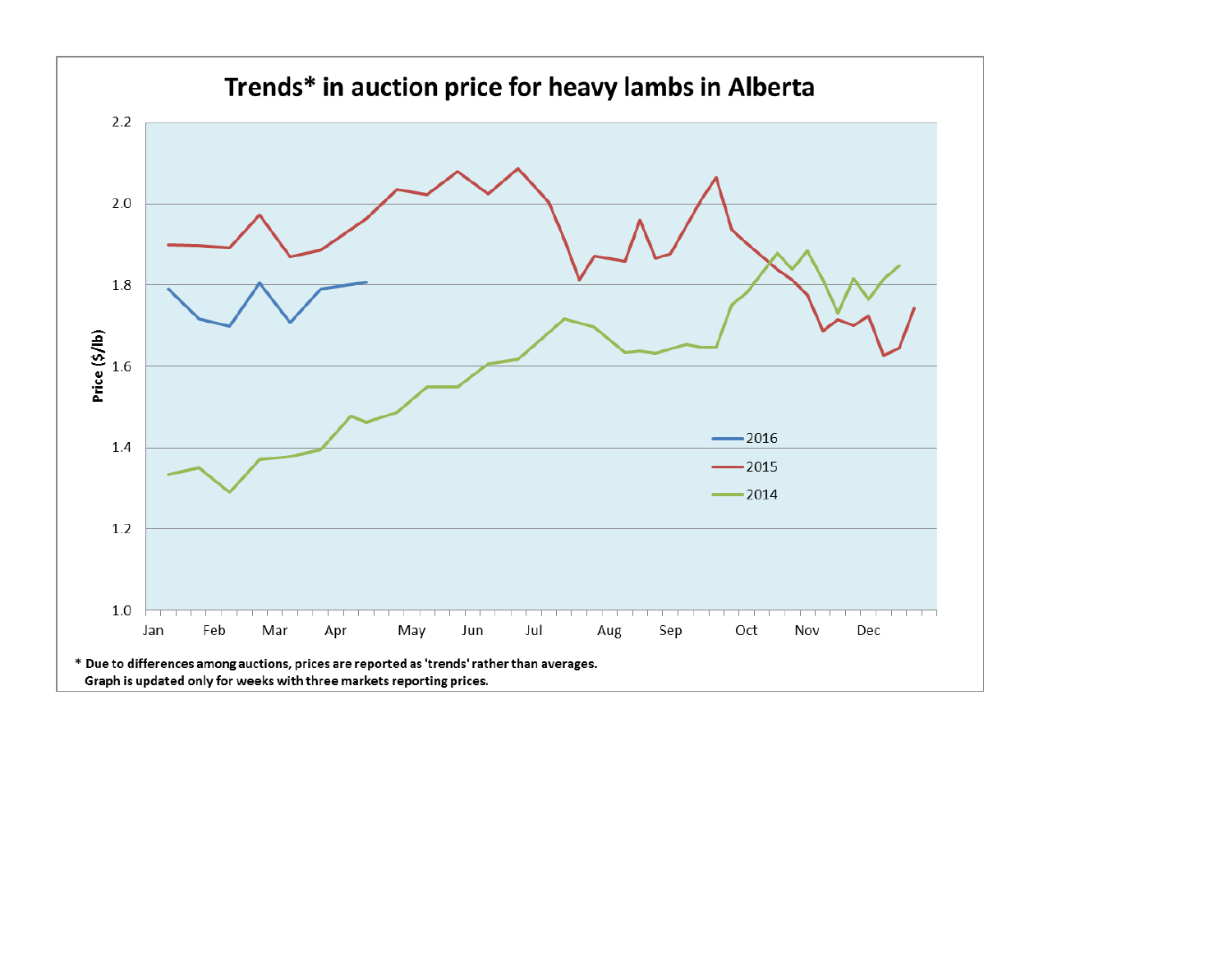# Trends* in auction price for heavy lambs in Alberta

Price ($/lb)

2.2
2.0
1.8
1.6
1.4
1.2
1.0

Jan Feb Mar Apr May Jun Jul Aug Sep Oct Nov Dec

2016
2015
2014

\* Due to differences among auctions, prices are reported as 'trends' rather than averages.
Graph is updated only for weeks with three markets reporting prices.